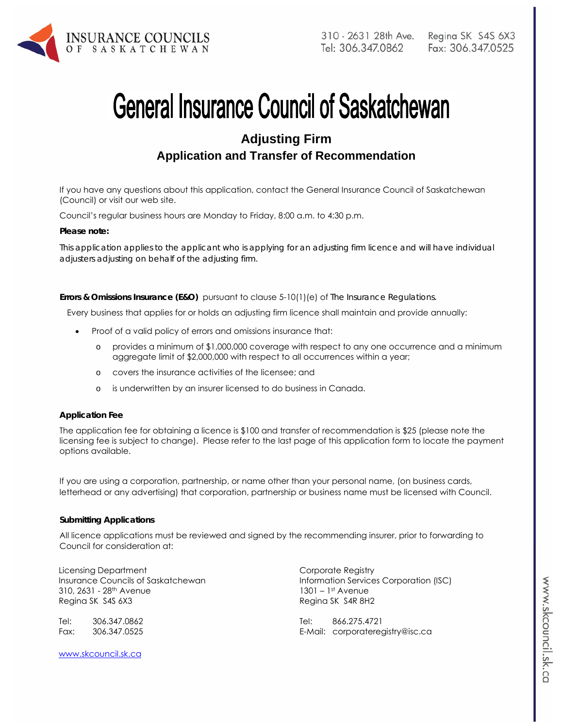INSURANCE COUNCILS OF SASKATCHEWAN

310 - 2631 28th Ave. Regina SK S4S 6X3
Tel: 306.347.0862 Fax: 306.347.0525

# General Insurance Council of Saskatchewan

## Adjusting Firm
## Application and Transfer of Recommendation

If you have any questions about this application, contact the General Insurance Council of Saskatchewan (Council) or visit our web site.

Council's regular business hours are Monday to Friday, 8:00 a.m. to 4:30 p.m.

**Please note:**

This application applies to the applicant who is applying for an adjusting firm licence and will have individual adjusters adjusting on behalf of the adjusting firm.

**Errors & Omissions Insurance (E&O)** pursuant to clause 5-10(1)(e) of *The Insurance Regulations.*

Every business that applies for or holds an adjusting firm licence shall maintain and provide annually:

- Proof of a valid policy of errors and omissions insurance that:
  - provides a minimum of $1,000,000 coverage with respect to any one occurrence and a minimum aggregate limit of $2,000,000 with respect to all occurrences within a year;
  - covers the insurance activities of the licensee; and
  - is underwritten by an insurer licensed to do business in Canada.

**Application Fee**

The application fee for obtaining a licence is $100 and transfer of recommendation is $25 (please note the licensing fee is subject to change). Please refer to the last page of this application form to locate the payment options available.

If you are using a corporation, partnership, or name other than your personal name, (on business cards, letterhead or any advertising) that corporation, partnership or business name must be licensed with Council.

**Submitting Applications**

All licence applications must be reviewed and signed by the recommending insurer, prior to forwarding to Council for consideration at:

Licensing Department
Insurance Councils of Saskatchewan
310, 2631 - 28th Avenue
Regina SK S4S 6X3

Tel: 306.347.0862
Fax: 306.347.0525

www.skcouncil.sk.ca

Corporate Registry
Information Services Corporation (ISC)
1301 – 1st Avenue
Regina SK S4R 8H2

Tel: 866.275.4721
E-Mail: corporateregistry@isc.ca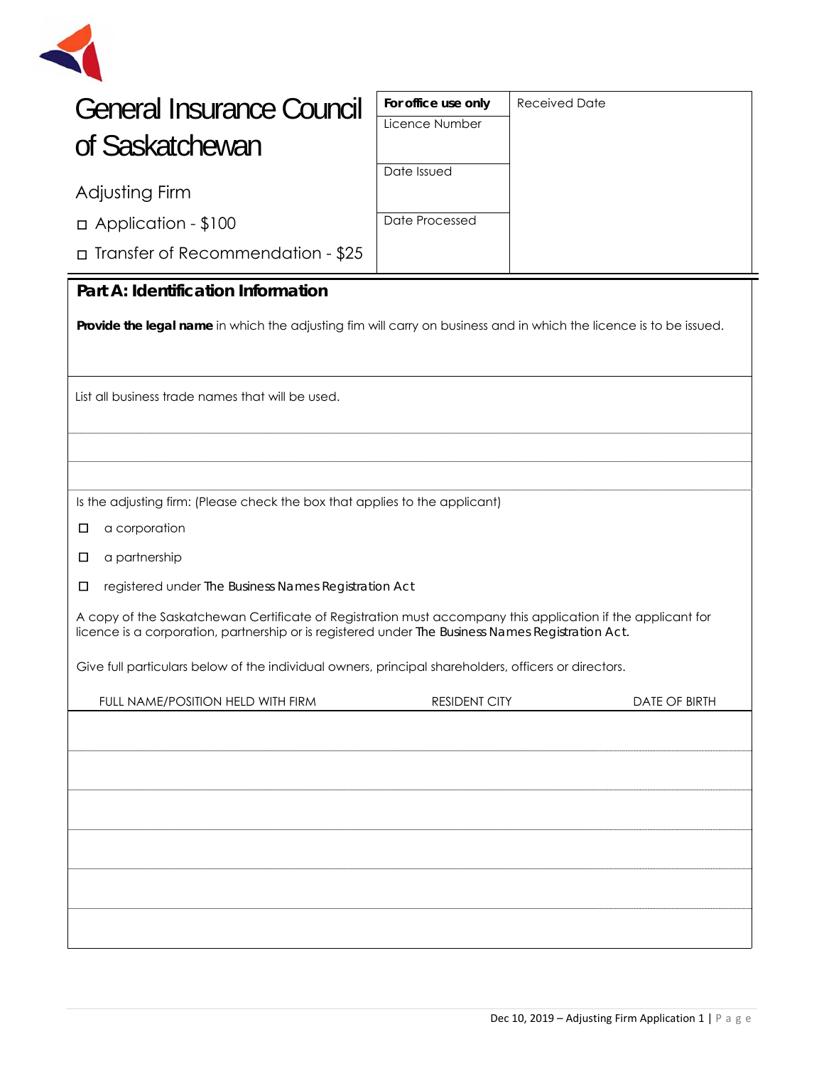# General Insurance Council of Saskatchewan

Adjusting Firm

☐ Application - $100

☐ Transfer of Recommendation - $25

| For office use only | Received Date |
|---|---|
| Licence Number | |
| Date Issued | |
| Date Processed | |

## Part A: Identification Information

**Provide the legal name** in which the adjusting fim will carry on business and in which the licence is to be issued.

List all business trade names that will be used.

Is the adjusting firm: (Please check the box that applies to the applicant)

☐ a corporation

☐ a partnership

☐ registered under *The Business Names Registration Act*

A copy of the Saskatchewan Certificate of Registration must accompany this application if the applicant for licence is a corporation, partnership or is registered under *The Business Names Registration Act.*

Give full particulars below of the individual owners, principal shareholders, officers or directors.

| FULL NAME/POSITION HELD WITH FIRM | RESIDENT CITY | DATE OF BIRTH |
|---|---|---|
| | | |
| | | |
| | | |
| | | |
| | | |
| | | |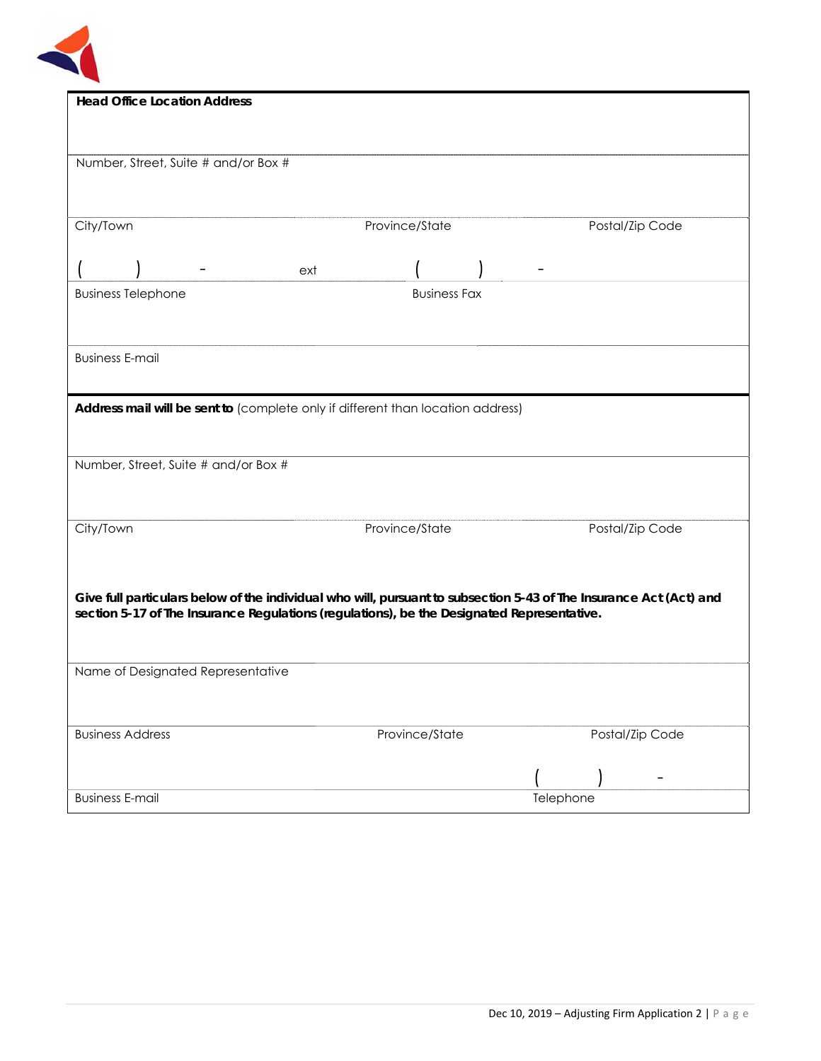**Head Office Location Address**

Number, Street, Suite # and/or Box #

| City/Town | Province/State | Postal/Zip Code |
|---|---|---|
| (      )      -      ext | (      )      - | |
| Business Telephone | Business Fax | |

Business E-mail

**Address mail will be sent to** (complete only if different than location address)

Number, Street, Suite # and/or Box #

| City/Town | Province/State | Postal/Zip Code |
|---|---|---|

**Give full particulars below of the individual who will, pursuant to subsection 5-43 of The Insurance Act (Act) and section 5-17 of The Insurance Regulations (regulations), be the Designated Representative.**

Name of Designated Representative

| Business Address | Province/State | Postal/Zip Code |
|---|---|---|
| | | (      )      - |
| Business E-mail | | Telephone |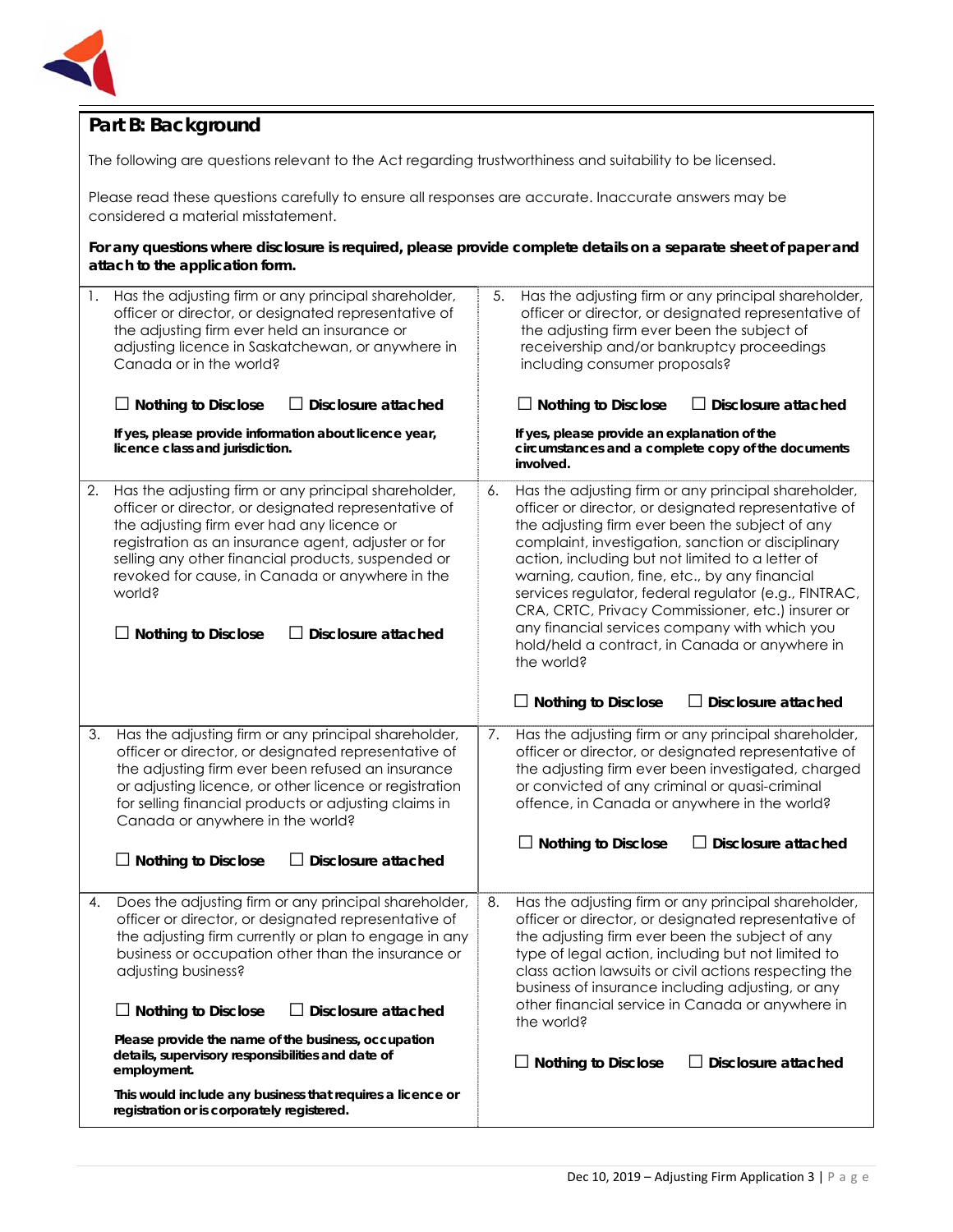## Part B: Background

The following are questions relevant to the Act regarding trustworthiness and suitability to be licensed.

Please read these questions carefully to ensure all responses are accurate. Inaccurate answers may be considered a material misstatement.

**For any questions where disclosure is required, please provide complete details on a separate sheet of paper and attach to the application form.**

1. Has the adjusting firm or any principal shareholder, officer or director, or designated representative of the adjusting firm ever held an insurance or adjusting licence in Saskatchewan, or anywhere in Canada or in the world?

   ☐ **Nothing to Disclose** ☐ **Disclosure attached**

   **If yes, please provide information about licence year, licence class and jurisdiction.**

2. Has the adjusting firm or any principal shareholder, officer or director, or designated representative of the adjusting firm ever had any licence or registration as an insurance agent, adjuster or for selling any other financial products, suspended or revoked for cause, in Canada or anywhere in the world?

   ☐ **Nothing to Disclose** ☐ **Disclosure attached**

3. Has the adjusting firm or any principal shareholder, officer or director, or designated representative of the adjusting firm ever been refused an insurance or adjusting licence, or other licence or registration for selling financial products or adjusting claims in Canada or anywhere in the world?

   ☐ **Nothing to Disclose** ☐ **Disclosure attached**

4. Does the adjusting firm or any principal shareholder, officer or director, or designated representative of the adjusting firm currently or plan to engage in any business or occupation other than the insurance or adjusting business?

   ☐ **Nothing to Disclose** ☐ **Disclosure attached**

   **Please provide the name of the business, occupation details, supervisory responsibilities and date of employment.**

   **This would include any business that requires a licence or registration or is corporately registered.**

5. Has the adjusting firm or any principal shareholder, officer or director, or designated representative of the adjusting firm ever been the subject of receivership and/or bankruptcy proceedings including consumer proposals?

   ☐ **Nothing to Disclose** ☐ **Disclosure attached**

   **If yes, please provide an explanation of the circumstances and a complete copy of the documents involved.**

6. Has the adjusting firm or any principal shareholder, officer or director, or designated representative of the adjusting firm ever been the subject of any complaint, investigation, sanction or disciplinary action, including but not limited to a letter of warning, caution, fine, etc., by any financial services regulator, federal regulator (e.g., FINTRAC, CRA, CRTC, Privacy Commissioner, etc.) insurer or any financial services company with which you hold/held a contract, in Canada or anywhere in the world?

   ☐ **Nothing to Disclose** ☐ **Disclosure attached**

7. Has the adjusting firm or any principal shareholder, officer or director, or designated representative of the adjusting firm ever been investigated, charged or convicted of any criminal or quasi-criminal offence, in Canada or anywhere in the world?

   ☐ **Nothing to Disclose** ☐ **Disclosure attached**

8. Has the adjusting firm or any principal shareholder, officer or director, or designated representative of the adjusting firm ever been the subject of any type of legal action, including but not limited to class action lawsuits or civil actions respecting the business of insurance including adjusting, or any other financial service in Canada or anywhere in the world?

   ☐ **Nothing to Disclose** ☐ **Disclosure attached**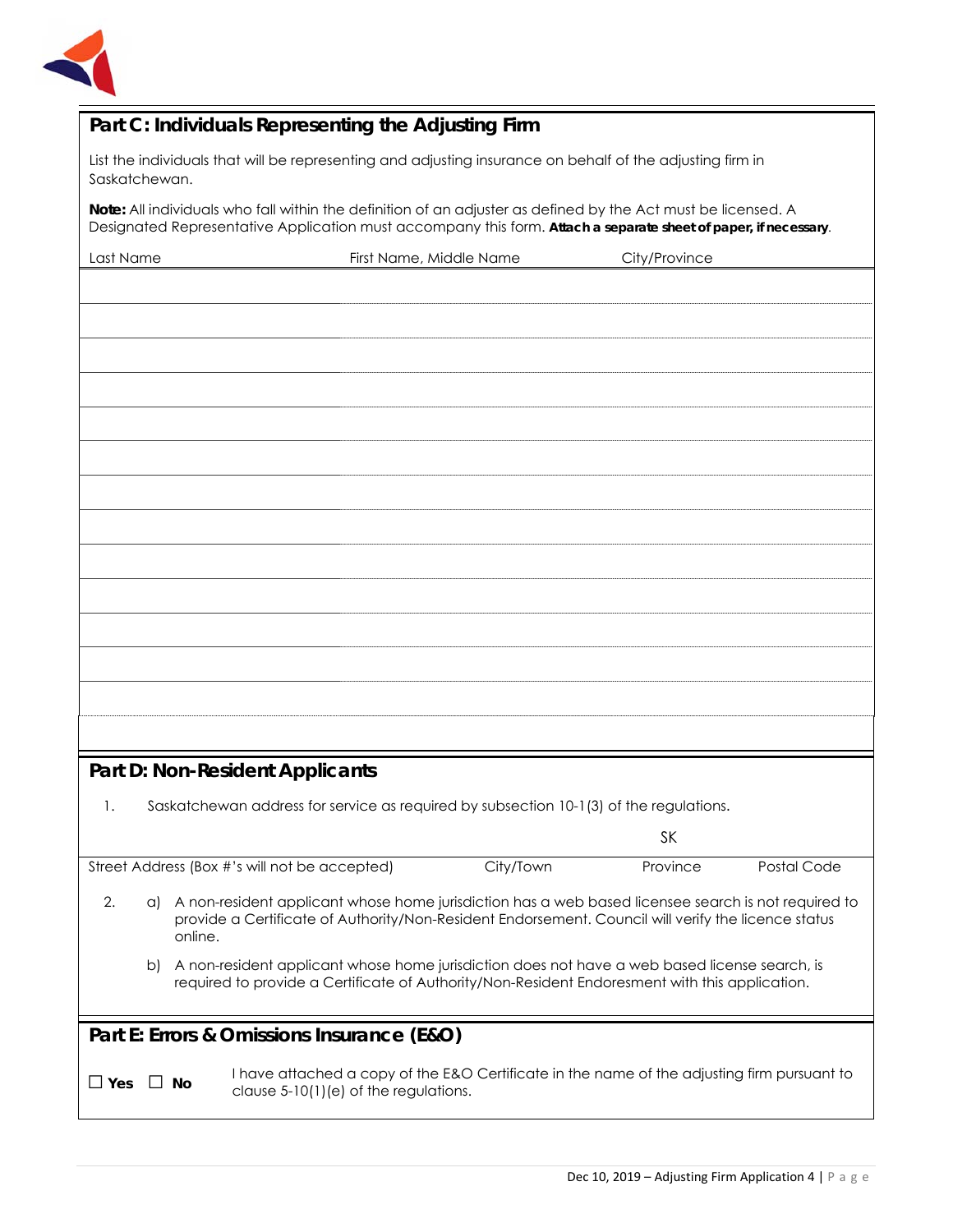## Part C: Individuals Representing the Adjusting Firm

List the individuals that will be representing and adjusting insurance on behalf of the adjusting firm in Saskatchewan.

**Note:** All individuals who fall within the definition of an adjuster as defined by the Act must be licensed. A Designated Representative Application must accompany this form. **Attach a separate sheet of paper, if necessary**.

| Last Name | First Name, Middle Name | City/Province |
|---|---|---|
| | | |
| | | |
| | | |
| | | |
| | | |
| | | |
| | | |
| | | |
| | | |
| | | |
| | | |
| | | |
| | | |

## Part D: Non-Resident Applicants

1. Saskatchewan address for service as required by subsection 10-1(3) of the regulations.

| Street Address (Box #'s will not be accepted) | City/Town | Province | Postal Code |
|---|---|---|---|
| | | SK | |

2. a) A non-resident applicant whose home jurisdiction has a web based licensee search is not required to provide a Certificate of Authority/Non-Resident Endorsement. Council will verify the licence status online.

   b) A non-resident applicant whose home jurisdiction does not have a web based license search, is required to provide a Certificate of Authority/Non-Resident Endorsement with this application.

## Part E: Errors & Omissions Insurance (E&O)

☐ **Yes** ☐ **No** I have attached a copy of the E&O Certificate in the name of the adjusting firm pursuant to clause 5-10(1)(e) of the regulations.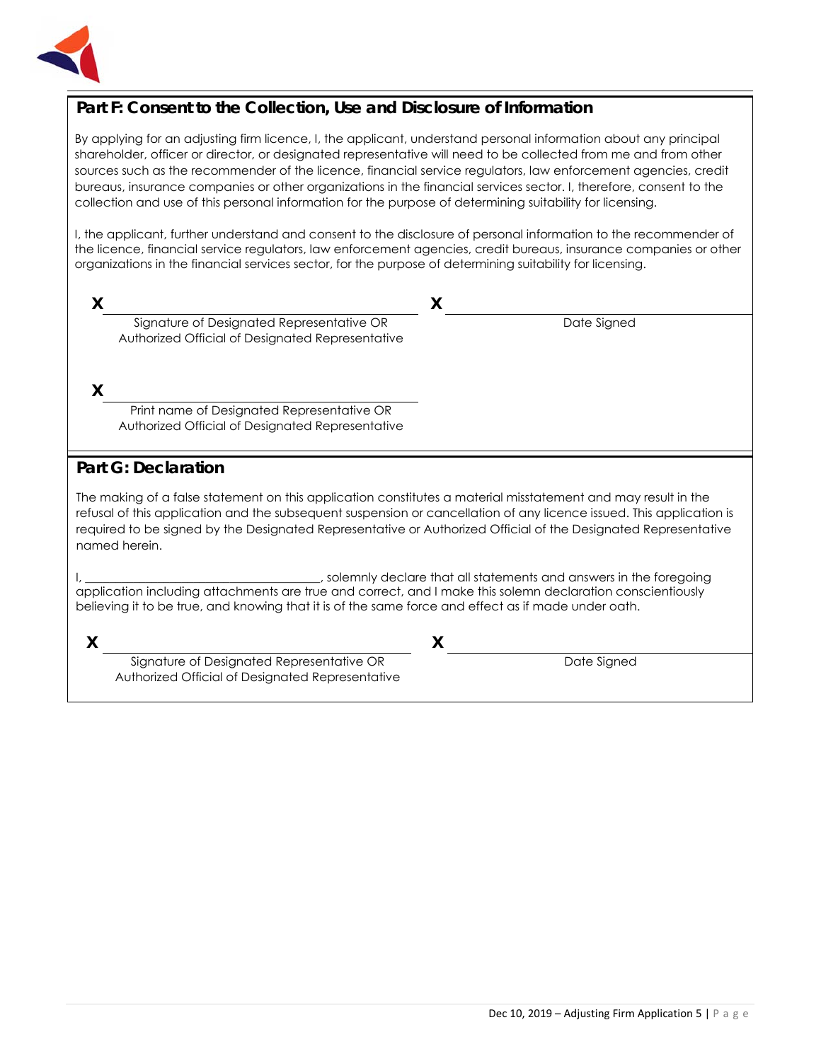## Part F: Consent to the Collection, Use and Disclosure of Information

By applying for an adjusting firm licence, I, the applicant, understand personal information about any principal shareholder, officer or director, or designated representative will need to be collected from me and from other sources such as the recommender of the licence, financial service regulators, law enforcement agencies, credit bureaus, insurance companies or other organizations in the financial services sector. I, therefore, consent to the collection and use of this personal information for the purpose of determining suitability for licensing.

I, the applicant, further understand and consent to the disclosure of personal information to the recommender of the licence, financial service regulators, law enforcement agencies, credit bureaus, insurance companies or other organizations in the financial services sector, for the purpose of determining suitability for licensing.

**X** ______________________________________

Signature of Designated Representative OR Authorized Official of Designated Representative

**X** ______________________________________

Date Signed

**X** ______________________________________

Print name of Designated Representative OR Authorized Official of Designated Representative

## Part G: Declaration

The making of a false statement on this application constitutes a material misstatement and may result in the refusal of this application and the subsequent suspension or cancellation of any licence issued. This application is required to be signed by the Designated Representative or Authorized Official of the Designated Representative named herein.

I, ______________________________________, solemnly declare that all statements and answers in the foregoing application including attachments are true and correct, and I make this solemn declaration conscientiously believing it to be true, and knowing that it is of the same force and effect as if made under oath.

**X** ______________________________________

Signature of Designated Representative OR Authorized Official of Designated Representative

**X** ______________________________________

Date Signed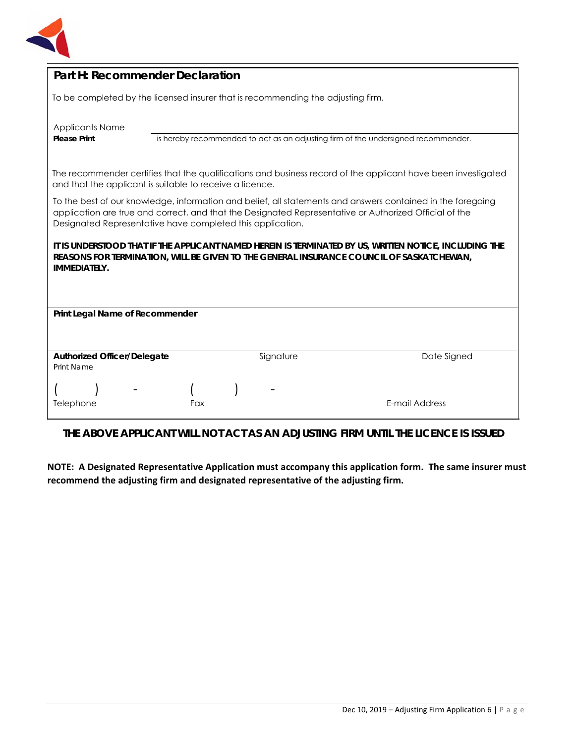## Part H: Recommender Declaration

To be completed by the licensed insurer that is recommending the adjusting firm.

Applicants Name
**Please Print** ______________________ is hereby recommended to act as an adjusting firm of the undersigned recommender.

The recommender certifies that the qualifications and business record of the applicant have been investigated and that the applicant is suitable to receive a licence.

To the best of our knowledge, information and belief, all statements and answers contained in the foregoing application are true and correct, and that the Designated Representative or Authorized Official of the Designated Representative have completed this application.

**IT IS UNDERSTOOD THAT IF THE APPLICANT NAMED HEREIN IS TERMINATED BY US, WRITTEN NOTICE, INCLUDING THE REASONS FOR TERMINATION, WILL BE GIVEN TO THE GENERAL INSURANCE COUNCIL OF SASKATCHEWAN, IMMEDIATELY.**

**Print Legal Name of Recommender**

| **Authorized Officer/Delegate** Print Name | Signature | Date Signed |
|---|---|---|

| (   )   - | (   )   - | |
|---|---|---|
| Telephone | Fax | E-mail Address |

**THE ABOVE APPLICANT WILL NOT ACT AS AN ADJUSTING FIRM UNTIL THE LICENCE IS ISSUED**

**NOTE: A Designated Representative Application must accompany this application form. The same insurer must recommend the adjusting firm and designated representative of the adjusting firm.**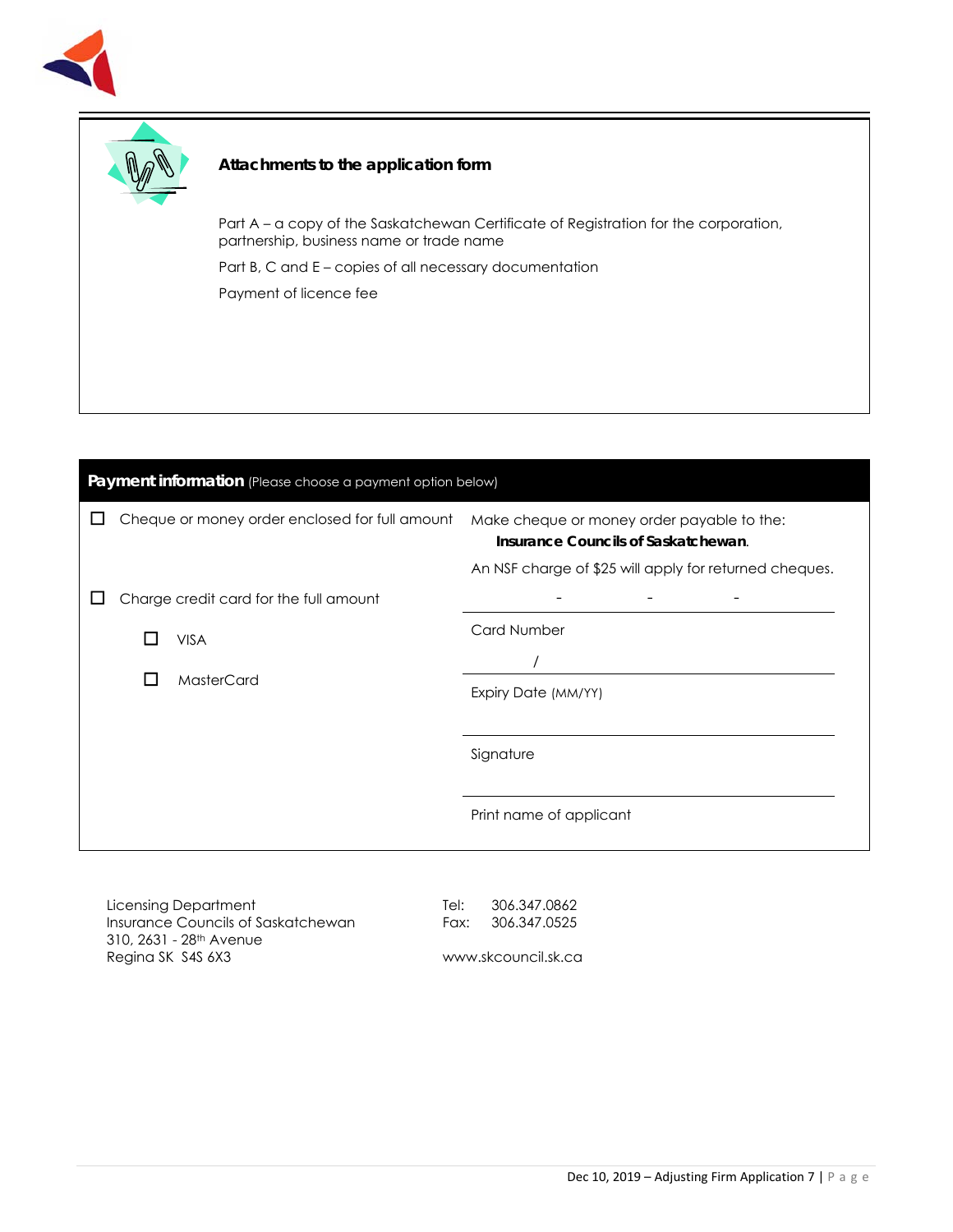## Attachments to the application form

Part A – a copy of the Saskatchewan Certificate of Registration for the corporation, partnership, business name or trade name

Part B, C and E – copies of all necessary documentation

Payment of licence fee

## Payment information (Please choose a payment option below)

☐ Cheque or money order enclosed for full amount

Make cheque or money order payable to the: **Insurance Councils of Saskatchewan**.

An NSF charge of $25 will apply for returned cheques.

☐ Charge credit card for the full amount

- ☐ VISA
- ☐ MasterCard

\_\_\_\_ - \_\_\_\_ - \_\_\_\_ - \_\_\_\_
Card Number

\_\_\_\_ / \_\_\_\_
Expiry Date (MM/YY)

\_\_\_\_\_\_\_\_\_\_\_\_\_\_\_\_\_\_\_\_
Signature

\_\_\_\_\_\_\_\_\_\_\_\_\_\_\_\_\_\_\_\_
Print name of applicant

Licensing Department
Insurance Councils of Saskatchewan
310, 2631 - 28th Avenue
Regina SK S4S 6X3

Tel: 306.347.0862
Fax: 306.347.0525

www.skcouncil.sk.ca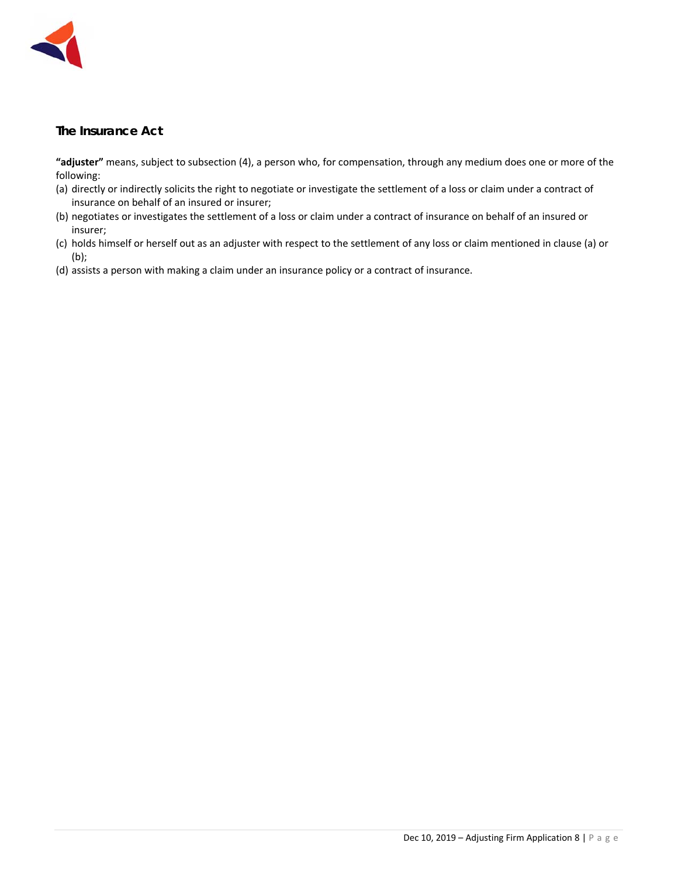## The Insurance Act

**"adjuster"** means, subject to subsection (4), a person who, for compensation, through any medium does one or more of the following:

(a) directly or indirectly solicits the right to negotiate or investigate the settlement of a loss or claim under a contract of insurance on behalf of an insured or insurer;

(b) negotiates or investigates the settlement of a loss or claim under a contract of insurance on behalf of an insured or insurer;

(c) holds himself or herself out as an adjuster with respect to the settlement of any loss or claim mentioned in clause (a) or (b);

(d) assists a person with making a claim under an insurance policy or a contract of insurance.